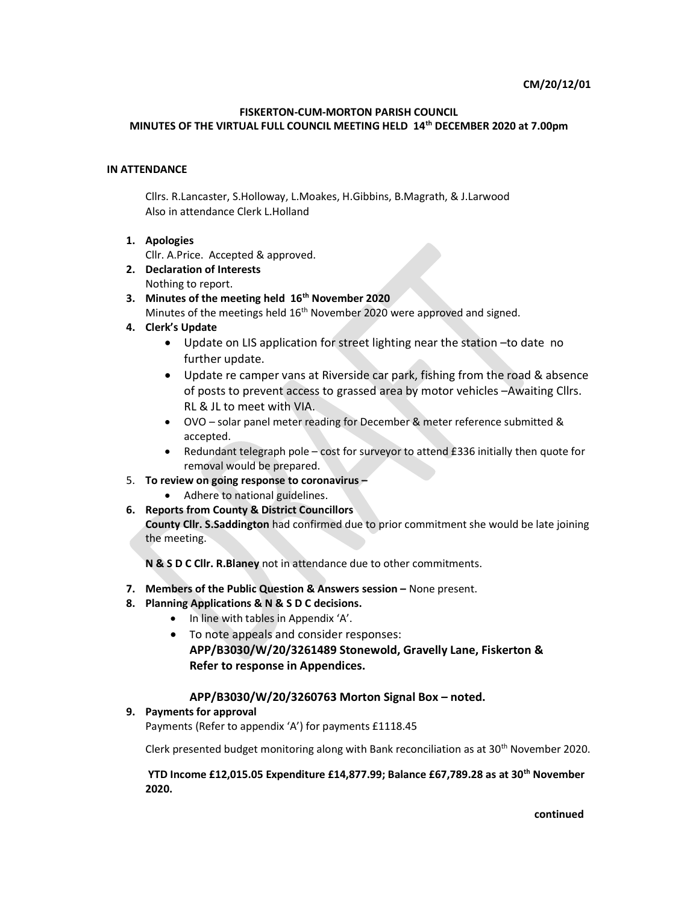CM/20/12/01

**FISKERTON-CUM-MORTON PARISH COUNCIL**
**MINUTES OF THE VIRTUAL FULL COUNCIL MEETING HELD 14th DECEMBER 2020 at 7.00pm**

**IN ATTENDANCE**

Cllrs. R.Lancaster, S.Holloway, L.Moakes, H.Gibbins, B.Magrath, & J.Larwood
Also in attendance Clerk L.Holland

1. **Apologies**
   Cllr. A.Price. Accepted & approved.
2. **Declaration of Interests**
   Nothing to report.
3. **Minutes of the meeting held 16th November 2020**
   Minutes of the meetings held 16th November 2020 were approved and signed.
4. **Clerk's Update**
   - Update on LIS application for street lighting near the station –to date no further update.
   - Update re camper vans at Riverside car park, fishing from the road & absence of posts to prevent access to grassed area by motor vehicles –Awaiting Cllrs. RL & JL to meet with VIA.
   - OVO – solar panel meter reading for December & meter reference submitted & accepted.
   - Redundant telegraph pole – cost for surveyor to attend £336 initially then quote for removal would be prepared.
5. **To review on going response to coronavirus –**
   - Adhere to national guidelines.
6. **Reports from County & District Councillors**
   **County Cllr. S.Saddington** had confirmed due to prior commitment she would be late joining the meeting.

   **N & S D C Cllr. R.Blaney** not in attendance due to other commitments.
7. **Members of the Public Question & Answers session –** None present.
8. **Planning Applications & N & S D C decisions.**
   - In line with tables in Appendix 'A'.
   - To note appeals and consider responses:
     **APP/B3030/W/20/3261489 Stonewold, Gravelly Lane, Fiskerton & Refer to response in Appendices.**

     **APP/B3030/W/20/3260763 Morton Signal Box – noted.**
9. **Payments for approval**
   Payments (Refer to appendix 'A') for payments £1118.45

   Clerk presented budget monitoring along with Bank reconciliation as at 30th November 2020.

   **YTD Income £12,015.05 Expenditure £14,877.99; Balance £67,789.28 as at 30th November 2020.**

**continued**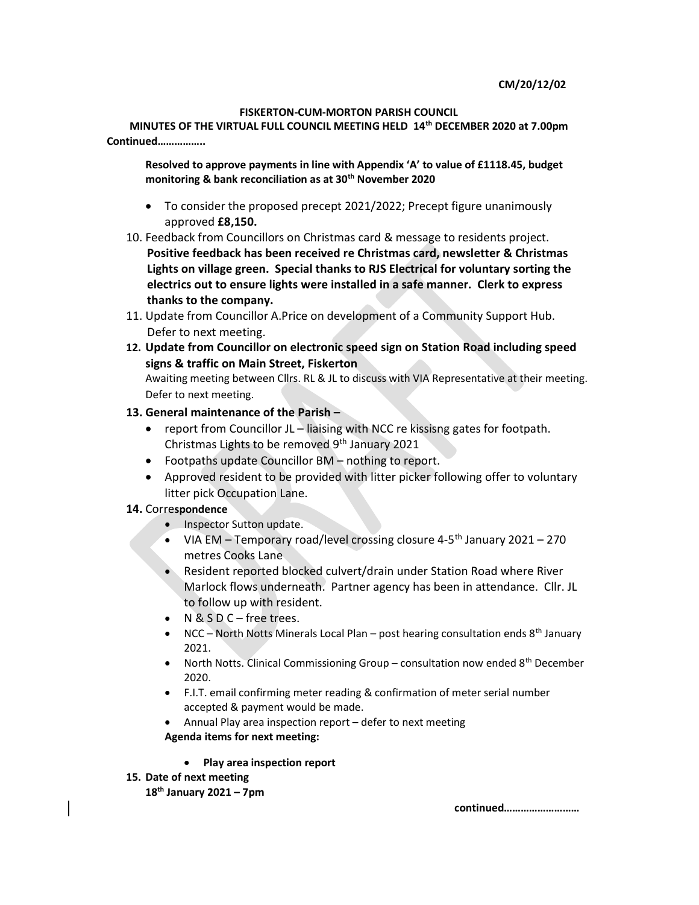CM/20/12/02

**FISKERTON-CUM-MORTON PARISH COUNCIL**

**MINUTES OF THE VIRTUAL FULL COUNCIL MEETING HELD 14th DECEMBER 2020 at 7.00pm**

**Continued……………..**

**Resolved to approve payments in line with Appendix 'A' to value of £1118.45, budget monitoring & bank reconciliation as at 30th November 2020**

- To consider the proposed precept 2021/2022; Precept figure unanimously approved **£8,150.**

10. Feedback from Councillors on Christmas card & message to residents project. **Positive feedback has been received re Christmas card, newsletter & Christmas Lights on village green. Special thanks to RJS Electrical for voluntary sorting the electrics out to ensure lights were installed in a safe manner. Clerk to express thanks to the company.**
11. Update from Councillor A.Price on development of a Community Support Hub. Defer to next meeting.
12. **Update from Councillor on electronic speed sign on Station Road including speed signs & traffic on Main Street, Fiskerton**
    Awaiting meeting between Cllrs. RL & JL to discuss with VIA Representative at their meeting. Defer to next meeting.
13. **General maintenance of the Parish –**
    - report from Councillor JL – liaising with NCC re kissisng gates for footpath. Christmas Lights to be removed 9th January 2021
    - Footpaths update Councillor BM – nothing to report.
    - Approved resident to be provided with litter picker following offer to voluntary litter pick Occupation Lane.
14. Corre**spondence**
    - Inspector Sutton update.
    - VIA EM – Temporary road/level crossing closure 4-5th January 2021 – 270 metres Cooks Lane
    - Resident reported blocked culvert/drain under Station Road where River Marlock flows underneath. Partner agency has been in attendance. Cllr. JL to follow up with resident.
    - N & S D C – free trees.
    - NCC – North Notts Minerals Local Plan – post hearing consultation ends 8th January 2021.
    - North Notts. Clinical Commissioning Group – consultation now ended 8th December 2020.
    - F.I.T. email confirming meter reading & confirmation of meter serial number accepted & payment would be made.
    - Annual Play area inspection report – defer to next meeting

    **Agenda items for next meeting:**

    - **Play area inspection report**
15. **Date of next meeting**
    **18th January 2021 – 7pm**

**continued………………………**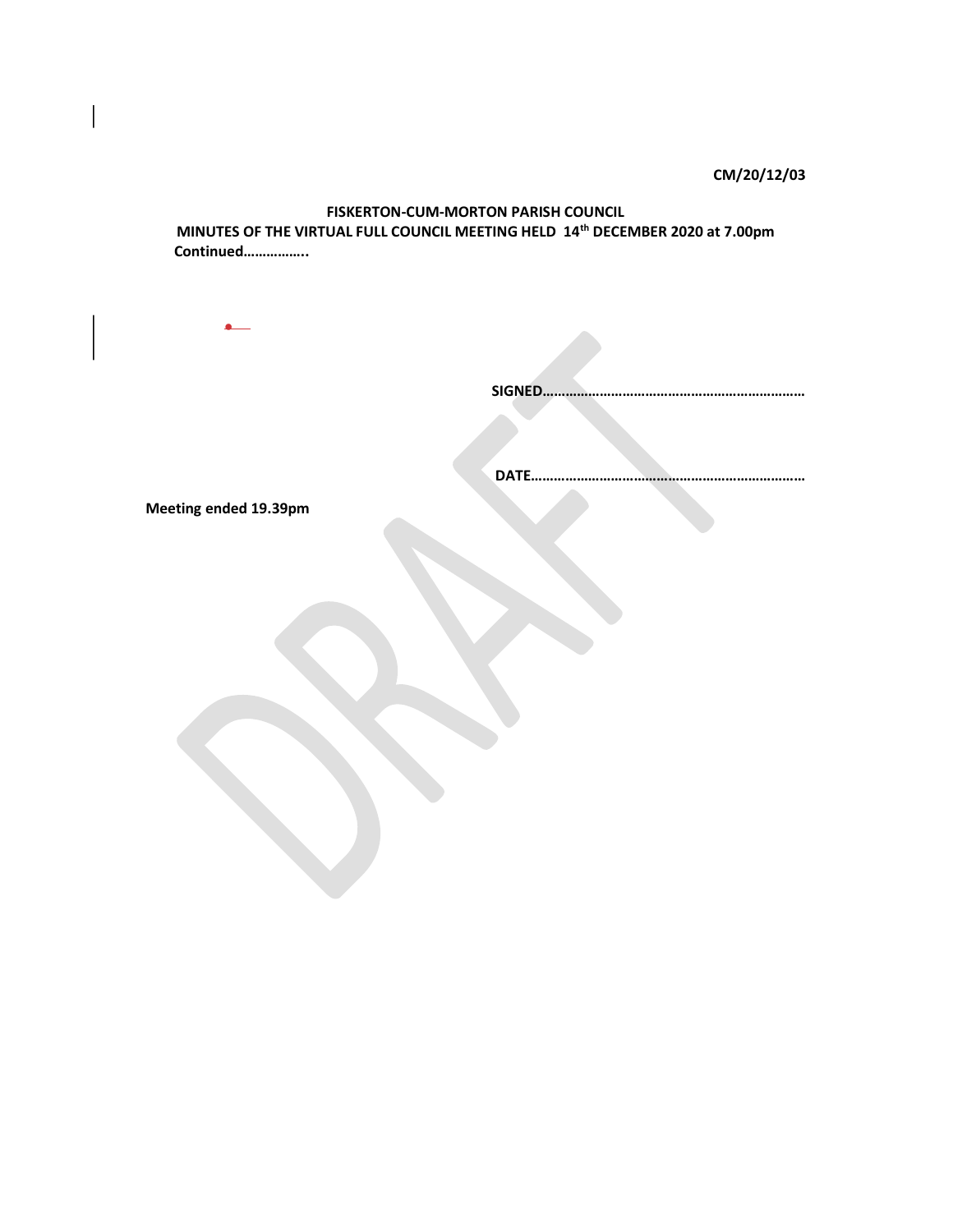CM/20/12/03

**FISKERTON-CUM-MORTON PARISH COUNCIL**

**MINUTES OF THE VIRTUAL FULL COUNCIL MEETING HELD 14th DECEMBER 2020 at 7.00pm**

**Continued……………..**

**SIGNED…………………………………………………………**

**DATE……………………………………………………………**

**Meeting ended 19.39pm**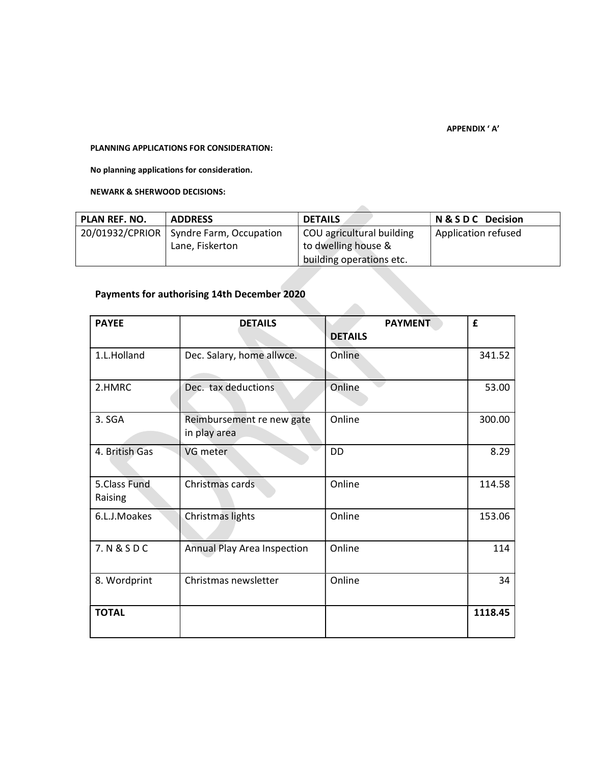**APPENDIX ' A'**

**PLANNING APPLICATIONS FOR CONSIDERATION:**

**No planning applications for consideration.**

**NEWARK & SHERWOOD DECISIONS:**

| PLAN REF. NO. | ADDRESS | DETAILS | N & S D C Decision |
|---|---|---|---|
| 20/01932/CPRIOR | Syndre Farm, Occupation Lane, Fiskerton | COU agricultural building to dwelling house & building operations etc. | Application refused |

**Payments for authorising 14th December 2020**

| PAYEE | DETAILS | PAYMENT DETAILS | £ |
|---|---|---|---|
| 1.L.Holland | Dec. Salary, home allwce. | Online | 341.52 |
| 2.HMRC | Dec. tax deductions | Online | 53.00 |
| 3. SGA | Reimbursement re new gate in play area | Online | 300.00 |
| 4. British Gas | VG meter | DD | 8.29 |
| 5.Class Fund Raising | Christmas cards | Online | 114.58 |
| 6.L.J.Moakes | Christmas lights | Online | 153.06 |
| 7. N & S D C | Annual Play Area Inspection | Online | 114 |
| 8. Wordprint | Christmas newsletter | Online | 34 |
| **TOTAL** | | | **1118.45** |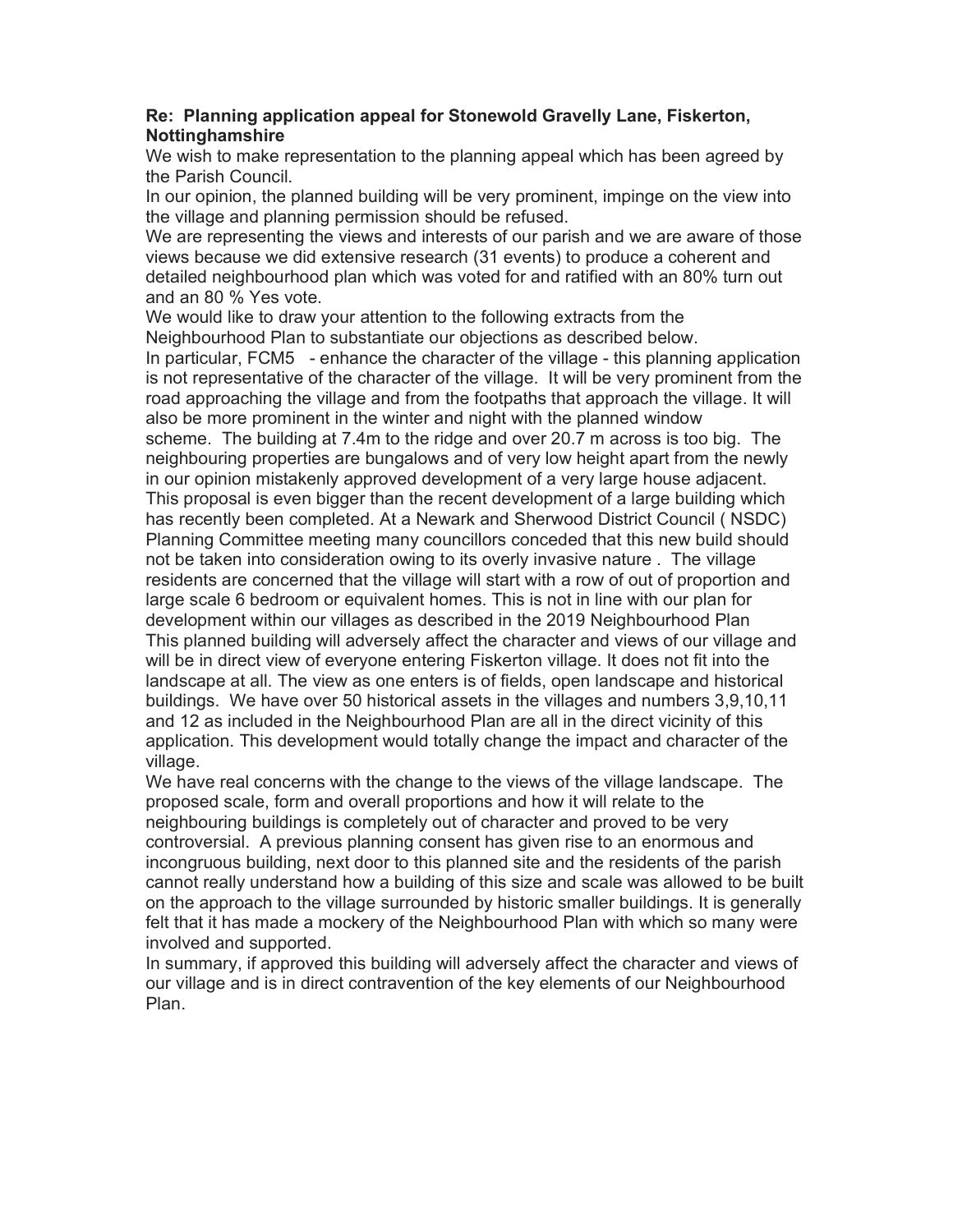**Re: Planning application appeal for Stonewold Gravelly Lane, Fiskerton, Nottinghamshire**

We wish to make representation to the planning appeal which has been agreed by the Parish Council.

In our opinion, the planned building will be very prominent, impinge on the view into the village and planning permission should be refused.

We are representing the views and interests of our parish and we are aware of those views because we did extensive research (31 events) to produce a coherent and detailed neighbourhood plan which was voted for and ratified with an 80% turn out and an 80 % Yes vote.

We would like to draw your attention to the following extracts from the Neighbourhood Plan to substantiate our objections as described below.

In particular, FCM5 - enhance the character of the village - this planning application is not representative of the character of the village. It will be very prominent from the road approaching the village and from the footpaths that approach the village. It will also be more prominent in the winter and night with the planned window scheme. The building at 7.4m to the ridge and over 20.7 m across is too big. The neighbouring properties are bungalows and of very low height apart from the newly in our opinion mistakenly approved development of a very large house adjacent. This proposal is even bigger than the recent development of a large building which has recently been completed. At a Newark and Sherwood District Council ( NSDC) Planning Committee meeting many councillors conceded that this new build should not be taken into consideration owing to its overly invasive nature . The village residents are concerned that the village will start with a row of out of proportion and large scale 6 bedroom or equivalent homes. This is not in line with our plan for development within our villages as described in the 2019 Neighbourhood Plan

This planned building will adversely affect the character and views of our village and will be in direct view of everyone entering Fiskerton village. It does not fit into the landscape at all. The view as one enters is of fields, open landscape and historical buildings. We have over 50 historical assets in the villages and numbers 3,9,10,11 and 12 as included in the Neighbourhood Plan are all in the direct vicinity of this application. This development would totally change the impact and character of the village.

We have real concerns with the change to the views of the village landscape. The proposed scale, form and overall proportions and how it will relate to the neighbouring buildings is completely out of character and proved to be very controversial. A previous planning consent has given rise to an enormous and incongruous building, next door to this planned site and the residents of the parish cannot really understand how a building of this size and scale was allowed to be built on the approach to the village surrounded by historic smaller buildings. It is generally felt that it has made a mockery of the Neighbourhood Plan with which so many were involved and supported.

In summary, if approved this building will adversely affect the character and views of our village and is in direct contravention of the key elements of our Neighbourhood Plan.